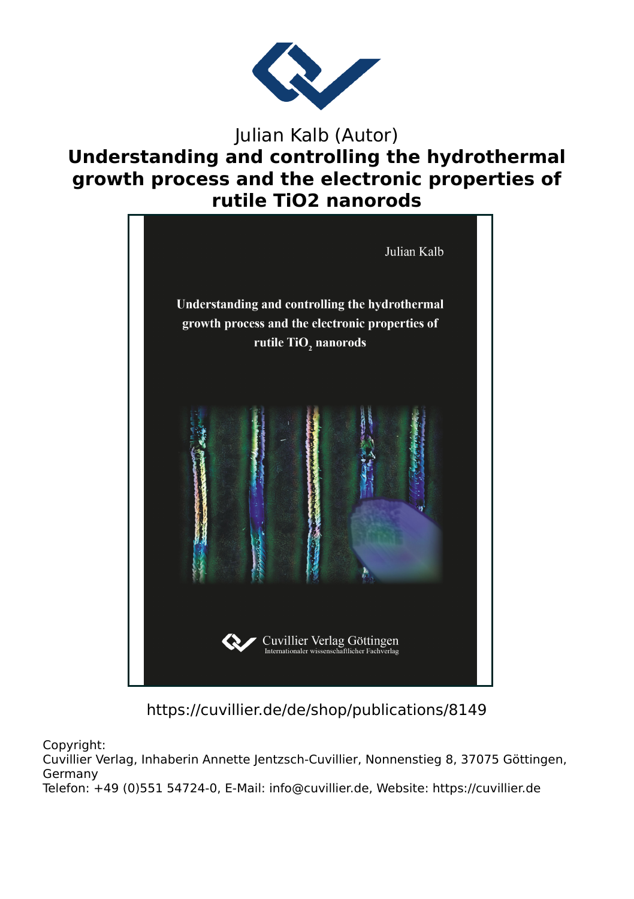Julian Kalb (Autor)

# Understanding and controlling the hydrothermal growth process and the electronic properties of rutile TiO2 nanorods

Julian Kalb

**Understanding and controlling the hydrothermal growth process and the electronic properties of rutile $TiO_2$ nanorods**

Cuvillier Verlag Göttingen
Internationaler wissenschaftlicher Fachverlag

https://cuvillier.de/de/shop/publications/8149

Copyright:
Cuvillier Verlag, Inhaberin Annette Jentzsch-Cuvillier, Nonnenstieg 8, 37075 Göttingen, Germany
Telefon: +49 (0)551 54724-0, E-Mail: info@cuvillier.de, Website: https://cuvillier.de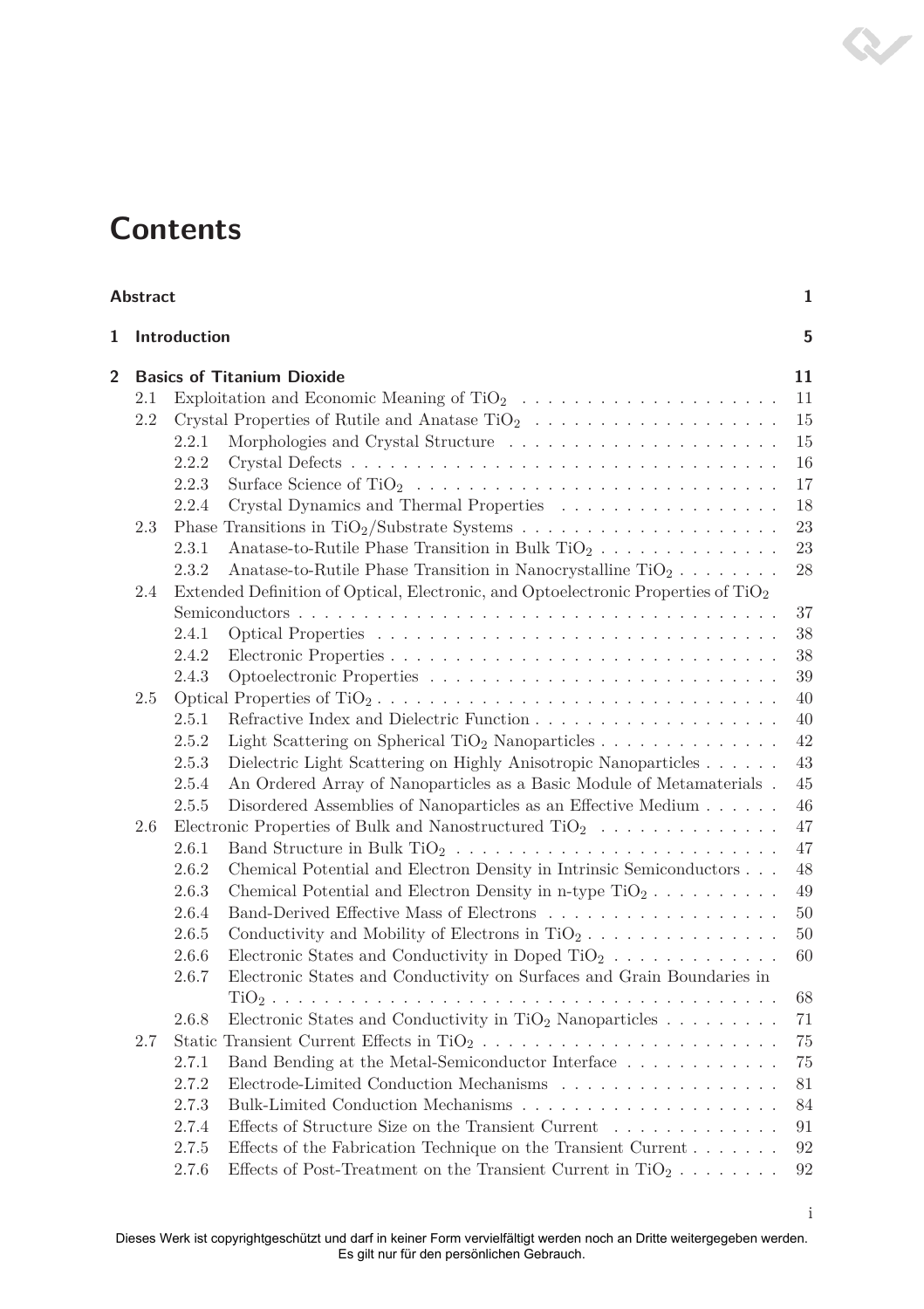# Contents

**Abstract** 1

**1 Introduction** 5

**2 Basics of Titanium Dioxide** 11

2.1 Exploitation and Economic Meaning of $TiO_2$ . . . . . 11

2.2 Crystal Properties of Rutile and Anatase $TiO_2$ . . . . . 15

2.2.1 Morphologies and Crystal Structure . . . . . 15

2.2.2 Crystal Defects . . . . . 16

2.2.3 Surface Science of $TiO_2$ . . . . . 17

2.2.4 Crystal Dynamics and Thermal Properties . . . . . 18

2.3 Phase Transitions in $TiO_2$/Substrate Systems . . . . . 23

2.3.1 Anatase-to-Rutile Phase Transition in Bulk $TiO_2$ . . . . . 23

2.3.2 Anatase-to-Rutile Phase Transition in Nanocrystalline $TiO_2$ . . . . . 28

2.4 Extended Definition of Optical, Electronic, and Optoelectronic Properties of $TiO_2$ Semiconductors . . . . . 37

2.4.1 Optical Properties . . . . . 38

2.4.2 Electronic Properties . . . . . 38

2.4.3 Optoelectronic Properties . . . . . 39

2.5 Optical Properties of $TiO_2$ . . . . . 40

2.5.1 Refractive Index and Dielectric Function . . . . . 40

2.5.2 Light Scattering on Spherical $TiO_2$ Nanoparticles . . . . . 42

2.5.3 Dielectric Light Scattering on Highly Anisotropic Nanoparticles . . . . . 43

2.5.4 An Ordered Array of Nanoparticles as a Basic Module of Metamaterials . 45

2.5.5 Disordered Assemblies of Nanoparticles as an Effective Medium . . . . . 46

2.6 Electronic Properties of Bulk and Nanostructured $TiO_2$ . . . . . 47

2.6.1 Band Structure in Bulk $TiO_2$ . . . . . 47

2.6.2 Chemical Potential and Electron Density in Intrinsic Semiconductors . . . 48

2.6.3 Chemical Potential and Electron Density in n-type $TiO_2$ . . . . . 49

2.6.4 Band-Derived Effective Mass of Electrons . . . . . 50

2.6.5 Conductivity and Mobility of Electrons in $TiO_2$ . . . . . 50

2.6.6 Electronic States and Conductivity in Doped $TiO_2$ . . . . . 60

2.6.7 Electronic States and Conductivity on Surfaces and Grain Boundaries in $TiO_2$ . . . . . 68

2.6.8 Electronic States and Conductivity in $TiO_2$ Nanoparticles . . . . . 71

2.7 Static Transient Current Effects in $TiO_2$ . . . . . 75

2.7.1 Band Bending at the Metal-Semiconductor Interface . . . . . 75

2.7.2 Electrode-Limited Conduction Mechanisms . . . . . 81

2.7.3 Bulk-Limited Conduction Mechanisms . . . . . 84

2.7.4 Effects of Structure Size on the Transient Current . . . . . 91

2.7.5 Effects of the Fabrication Technique on the Transient Current . . . . . 92

2.7.6 Effects of Post-Treatment on the Transient Current in $TiO_2$ . . . . . 92

Dieses Werk ist copyrightgeschützt und darf in keiner Form vervielfältigt werden noch an Dritte weitergegeben werden. Es gilt nur für den persönlichen Gebrauch.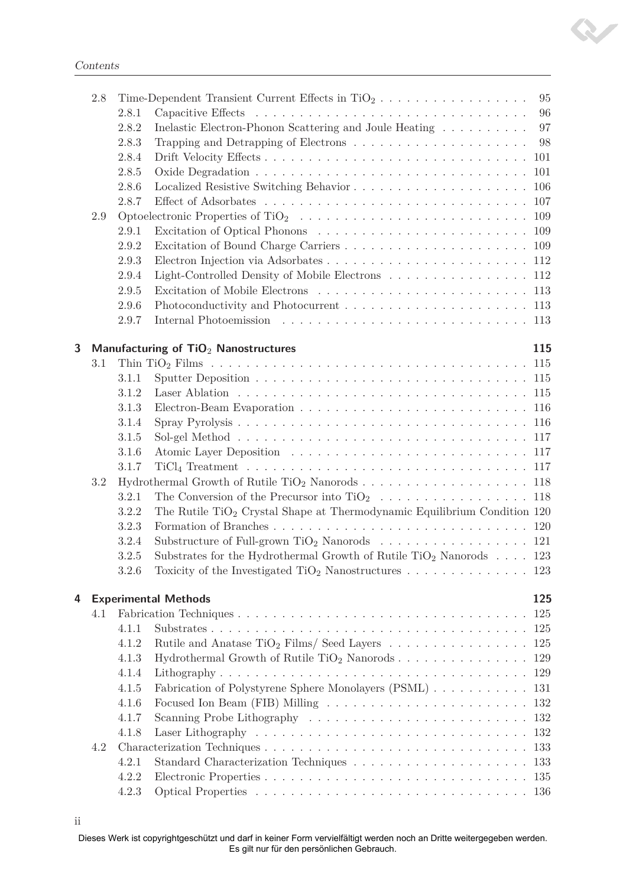| | | | |
|---|---|---|---|
| 2.8 | | Time-Dependent Transient Current Effects in $TiO_2$ | 95 |
| | 2.8.1 | Capacitive Effects | 96 |
| | 2.8.2 | Inelastic Electron-Phonon Scattering and Joule Heating | 97 |
| | 2.8.3 | Trapping and Detrapping of Electrons | 98 |
| | 2.8.4 | Drift Velocity Effects | 101 |
| | 2.8.5 | Oxide Degradation | 101 |
| | 2.8.6 | Localized Resistive Switching Behavior | 106 |
| | 2.8.7 | Effect of Adsorbates | 107 |
| 2.9 | | Optoelectronic Properties of $TiO_2$ | 109 |
| | 2.9.1 | Excitation of Optical Phonons | 109 |
| | 2.9.2 | Excitation of Bound Charge Carriers | 109 |
| | 2.9.3 | Electron Injection via Adsorbates | 112 |
| | 2.9.4 | Light-Controlled Density of Mobile Electrons | 112 |
| | 2.9.5 | Excitation of Mobile Electrons | 113 |
| | 2.9.6 | Photoconductivity and Photocurrent | 113 |
| | 2.9.7 | Internal Photoemission | 113 |

**3 Manufacturing of $TiO_2$ Nanostructures** — 115

| | | | |
|---|---|---|---|
| 3.1 | | Thin $TiO_2$ Films | 115 |
| | 3.1.1 | Sputter Deposition | 115 |
| | 3.1.2 | Laser Ablation | 115 |
| | 3.1.3 | Electron-Beam Evaporation | 116 |
| | 3.1.4 | Spray Pyrolysis | 116 |
| | 3.1.5 | Sol-gel Method | 117 |
| | 3.1.6 | Atomic Layer Deposition | 117 |
| | 3.1.7 | $TiCl_4$ Treatment | 117 |
| 3.2 | | Hydrothermal Growth of Rutile $TiO_2$ Nanorods | 118 |
| | 3.2.1 | The Conversion of the Precursor into $TiO_2$ | 118 |
| | 3.2.2 | The Rutile $TiO_2$ Crystal Shape at Thermodynamic Equilibrium Condition | 120 |
| | 3.2.3 | Formation of Branches | 120 |
| | 3.2.4 | Substructure of Full-grown $TiO_2$ Nanorods | 121 |
| | 3.2.5 | Substrates for the Hydrothermal Growth of Rutile $TiO_2$ Nanorods | 123 |
| | 3.2.6 | Toxicity of the Investigated $TiO_2$ Nanostructures | 123 |

**4 Experimental Methods** — 125

| | | | |
|---|---|---|---|
| 4.1 | | Fabrication Techniques | 125 |
| | 4.1.1 | Substrates | 125 |
| | 4.1.2 | Rutile and Anatase $TiO_2$ Films/ Seed Layers | 125 |
| | 4.1.3 | Hydrothermal Growth of Rutile $TiO_2$ Nanorods | 129 |
| | 4.1.4 | Lithography | 129 |
| | 4.1.5 | Fabrication of Polystyrene Sphere Monolayers (PSML) | 131 |
| | 4.1.6 | Focused Ion Beam (FIB) Milling | 132 |
| | 4.1.7 | Scanning Probe Lithography | 132 |
| | 4.1.8 | Laser Lithography | 132 |
| 4.2 | | Characterization Techniques | 133 |
| | 4.2.1 | Standard Characterization Techniques | 133 |
| | 4.2.2 | Electronic Properties | 135 |
| | 4.2.3 | Optical Properties | 136 |

Dieses Werk ist copyrightgeschützt und darf in keiner Form vervielfältigt werden noch an Dritte weitergegeben werden. Es gilt nur für den persönlichen Gebrauch.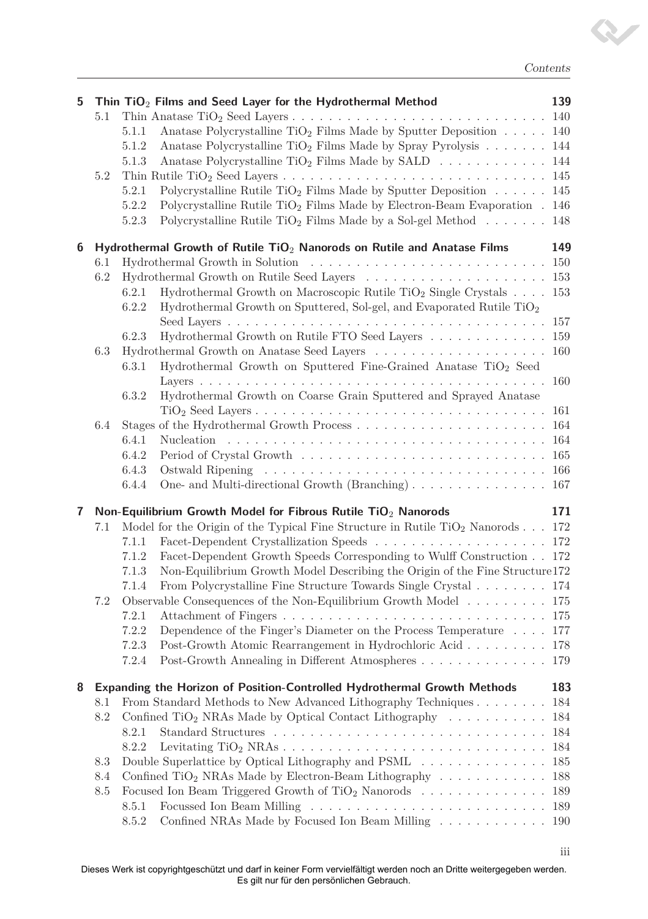| | | | |
|---|---|---|---|
| **5** | **Thin $TiO_2$ Films and Seed Layer for the Hydrothermal Method** | | **139** |
| | 5.1 | Thin Anatase $TiO_2$ Seed Layers | 140 |
| | 5.1.1 | Anatase Polycrystalline $TiO_2$ Films Made by Sputter Deposition | 140 |
| | 5.1.2 | Anatase Polycrystalline $TiO_2$ Films Made by Spray Pyrolysis | 144 |
| | 5.1.3 | Anatase Polycrystalline $TiO_2$ Films Made by SALD | 144 |
| | 5.2 | Thin Rutile $TiO_2$ Seed Layers | 145 |
| | 5.2.1 | Polycrystalline Rutile $TiO_2$ Films Made by Sputter Deposition | 145 |
| | 5.2.2 | Polycrystalline Rutile $TiO_2$ Films Made by Electron-Beam Evaporation | 146 |
| | 5.2.3 | Polycrystalline Rutile $TiO_2$ Films Made by a Sol-gel Method | 148 |
| **6** | **Hydrothermal Growth of Rutile $TiO_2$ Nanorods on Rutile and Anatase Films** | | **149** |
| | 6.1 | Hydrothermal Growth in Solution | 150 |
| | 6.2 | Hydrothermal Growth on Rutile Seed Layers | 153 |
| | 6.2.1 | Hydrothermal Growth on Macroscopic Rutile $TiO_2$ Single Crystals | 153 |
| | 6.2.2 | Hydrothermal Growth on Sputtered, Sol-gel, and Evaporated Rutile $TiO_2$ Seed Layers | 157 |
| | 6.2.3 | Hydrothermal Growth on Rutile FTO Seed Layers | 159 |
| | 6.3 | Hydrothermal Growth on Anatase Seed Layers | 160 |
| | 6.3.1 | Hydrothermal Growth on Sputtered Fine-Grained Anatase $TiO_2$ Seed Layers | 160 |
| | 6.3.2 | Hydrothermal Growth on Coarse Grain Sputtered and Sprayed Anatase $TiO_2$ Seed Layers | 161 |
| | 6.4 | Stages of the Hydrothermal Growth Process | 164 |
| | 6.4.1 | Nucleation | 164 |
| | 6.4.2 | Period of Crystal Growth | 165 |
| | 6.4.3 | Ostwald Ripening | 166 |
| | 6.4.4 | One- and Multi-directional Growth (Branching) | 167 |
| **7** | **Non-Equilibrium Growth Model for Fibrous Rutile $TiO_2$ Nanorods** | | **171** |
| | 7.1 | Model for the Origin of the Typical Fine Structure in Rutile $TiO_2$ Nanorods | 172 |
| | 7.1.1 | Facet-Dependent Crystallization Speeds | 172 |
| | 7.1.2 | Facet-Dependent Growth Speeds Corresponding to Wulff Construction | 172 |
| | 7.1.3 | Non-Equilibrium Growth Model Describing the Origin of the Fine Structure | 172 |
| | 7.1.4 | From Polycrystalline Fine Structure Towards Single Crystal | 174 |
| | 7.2 | Observable Consequences of the Non-Equilibrium Growth Model | 175 |
| | 7.2.1 | Attachment of Fingers | 175 |
| | 7.2.2 | Dependence of the Finger's Diameter on the Process Temperature | 177 |
| | 7.2.3 | Post-Growth Atomic Rearrangement in Hydrochloric Acid | 178 |
| | 7.2.4 | Post-Growth Annealing in Different Atmospheres | 179 |
| **8** | **Expanding the Horizon of Position-Controlled Hydrothermal Growth Methods** | | **183** |
| | 8.1 | From Standard Methods to New Advanced Lithography Techniques | 184 |
| | 8.2 | Confined $TiO_2$ NRAs Made by Optical Contact Lithography | 184 |
| | 8.2.1 | Standard Structures | 184 |
| | 8.2.2 | Levitating $TiO_2$ NRAs | 184 |
| | 8.3 | Double Superlattice by Optical Lithography and PSML | 185 |
| | 8.4 | Confined $TiO_2$ NRAs Made by Electron-Beam Lithography | 188 |
| | 8.5 | Focused Ion Beam Triggered Growth of $TiO_2$ Nanorods | 189 |
| | 8.5.1 | Focussed Ion Beam Milling | 189 |
| | 8.5.2 | Confined NRAs Made by Focused Ion Beam Milling | 190 |

Dieses Werk ist copyrightgeschützt und darf in keiner Form vervielfältigt werden noch an Dritte weitergegeben werden.
Es gilt nur für den persönlichen Gebrauch.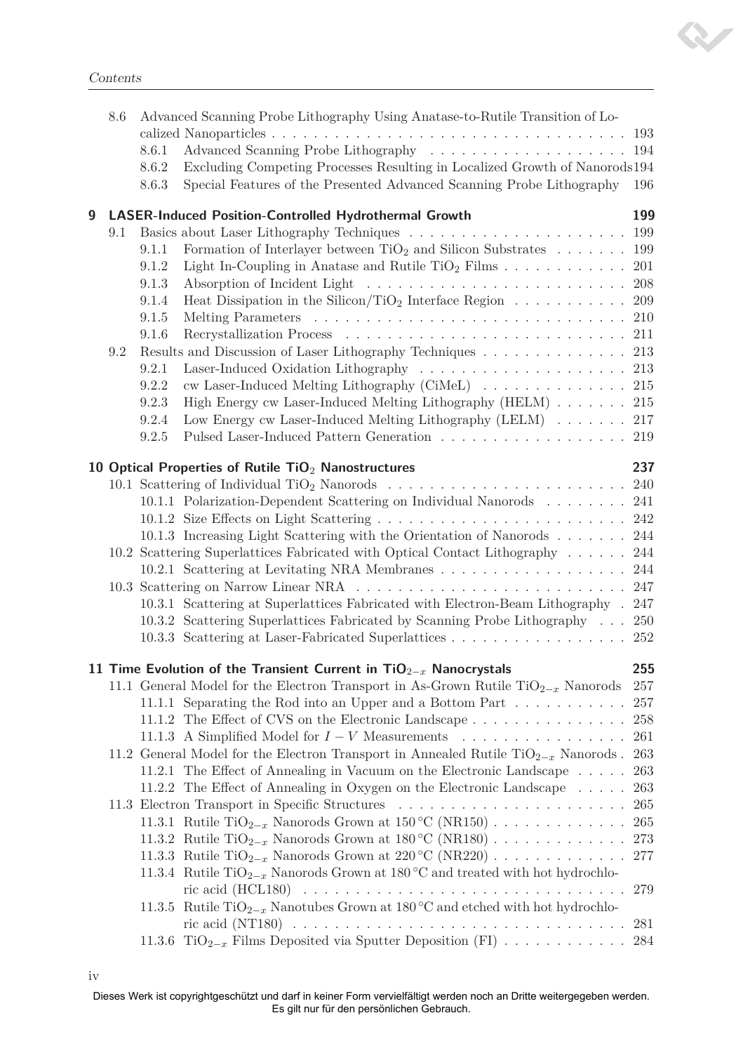8.6 Advanced Scanning Probe Lithography Using Anatase-to-Rutile Transition of Localized Nanoparticles . . . . . . . . . . . . . . . . . . . . . . . . . . . . . . . . . . 193
 8.6.1 Advanced Scanning Probe Lithography . . . . . . . . . . . . . . . . . . 194
 8.6.2 Excluding Competing Processes Resulting in Localized Growth of Nanorods 194
 8.6.3 Special Features of the Presented Advanced Scanning Probe Lithography 196

**9 LASER-Induced Position-Controlled Hydrothermal Growth** **199**
9.1 Basics about Laser Lithography Techniques . . . . . . . . . . . . . . . . . . . . . 199
 9.1.1 Formation of Interlayer between $TiO_2$ and Silicon Substrates . . . . . . . 199
 9.1.2 Light In-Coupling in Anatase and Rutile $TiO_2$ Films . . . . . . . . . . . . 201
 9.1.3 Absorption of Incident Light . . . . . . . . . . . . . . . . . . . . . . . . 208
 9.1.4 Heat Dissipation in the Silicon/$TiO_2$ Interface Region . . . . . . . . . . . 209
 9.1.5 Melting Parameters . . . . . . . . . . . . . . . . . . . . . . . . . . . . 210
 9.1.6 Recrystallization Process . . . . . . . . . . . . . . . . . . . . . . . . . 211
9.2 Results and Discussion of Laser Lithography Techniques . . . . . . . . . . . . . 213
 9.2.1 Laser-Induced Oxidation Lithography . . . . . . . . . . . . . . . . . . . 213
 9.2.2 cw Laser-Induced Melting Lithography (CiMeL) . . . . . . . . . . . . . 215
 9.2.3 High Energy cw Laser-Induced Melting Lithography (HELM) . . . . . . . 215
 9.2.4 Low Energy cw Laser-Induced Melting Lithography (LELM) . . . . . . . 217
 9.2.5 Pulsed Laser-Induced Pattern Generation . . . . . . . . . . . . . . . . . 219

**10 Optical Properties of Rutile $TiO_2$ Nanostructures** **237**
10.1 Scattering of Individual $TiO_2$ Nanorods . . . . . . . . . . . . . . . . . . . . . . 240
 10.1.1 Polarization-Dependent Scattering on Individual Nanorods . . . . . . . . 241
 10.1.2 Size Effects on Light Scattering . . . . . . . . . . . . . . . . . . . . . . . 242
 10.1.3 Increasing Light Scattering with the Orientation of Nanorods . . . . . . . 244
10.2 Scattering Superlattices Fabricated with Optical Contact Lithography . . . . . . 244
 10.2.1 Scattering at Levitating NRA Membranes . . . . . . . . . . . . . . . . . 244
10.3 Scattering on Narrow Linear NRA . . . . . . . . . . . . . . . . . . . . . . . . . 247
 10.3.1 Scattering at Superlattices Fabricated with Electron-Beam Lithography . 247
 10.3.2 Scattering Superlattices Fabricated by Scanning Probe Lithography . . . 250
 10.3.3 Scattering at Laser-Fabricated Superlattices . . . . . . . . . . . . . . . . 252

**11 Time Evolution of the Transient Current in $TiO_{2-x}$ Nanocrystals** **255**
11.1 General Model for the Electron Transport in As-Grown Rutile $TiO_{2-x}$ Nanorods 257
 11.1.1 Separating the Rod into an Upper and a Bottom Part . . . . . . . . . . . 257
 11.1.2 The Effect of CVS on the Electronic Landscape . . . . . . . . . . . . . . 258
 11.1.3 A Simplified Model for $I-V$ Measurements . . . . . . . . . . . . . . . . 261
11.2 General Model for the Electron Transport in Annealed Rutile $TiO_{2-x}$ Nanorods . 263
 11.2.1 The Effect of Annealing in Vacuum on the Electronic Landscape . . . . . 263
 11.2.2 The Effect of Annealing in Oxygen on the Electronic Landscape . . . . . 263
11.3 Electron Transport in Specific Structures . . . . . . . . . . . . . . . . . . . . . 265
 11.3.1 Rutile $TiO_{2-x}$ Nanorods Grown at 150 °C (NR150) . . . . . . . . . . . . . 265
 11.3.2 Rutile $TiO_{2-x}$ Nanorods Grown at 180 °C (NR180) . . . . . . . . . . . . . 273
 11.3.3 Rutile $TiO_{2-x}$ Nanorods Grown at 220 °C (NR220) . . . . . . . . . . . . . 277
 11.3.4 Rutile $TiO_{2-x}$ Nanorods Grown at 180 °C and treated with hot hydrochloric acid (HCL180) . . . . . . . . . . . . . . . . . . . . . . . . . . . . . . 279
 11.3.5 Rutile $TiO_{2-x}$ Nanotubes Grown at 180 °C and etched with hot hydrochloric acid (NT180) . . . . . . . . . . . . . . . . . . . . . . . . . . . . . . . 281
 11.3.6 $TiO_{2-x}$ Films Deposited via Sputter Deposition (FI) . . . . . . . . . . . . 284

Dieses Werk ist copyrightgeschützt und darf in keiner Form vervielfältigt werden noch an Dritte weitergegeben werden. Es gilt nur für den persönlichen Gebrauch.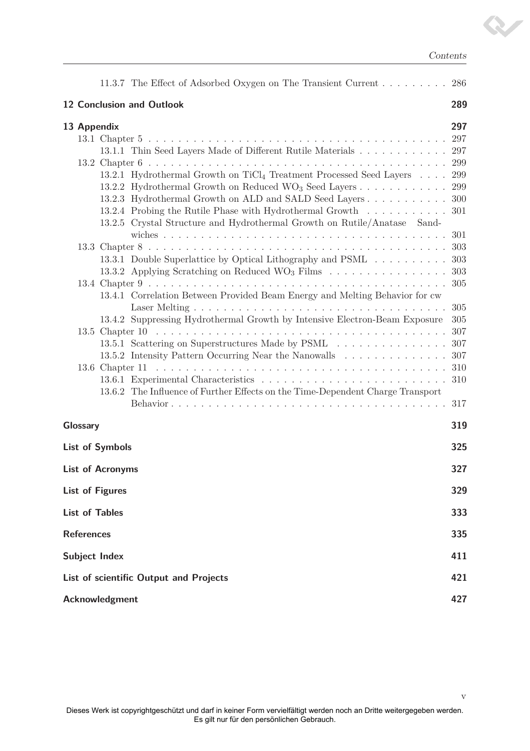11.3.7 The Effect of Adsorbed Oxygen on The Transient Current . . . . . . . . . 286

**12 Conclusion and Outlook** **289**

**13 Appendix** **297**

13.1 Chapter 5 . . . . . . . . . . . . . . . . . . . . . . . . . . . . . . . . . . . . . . . . 297

13.1.1 Thin Seed Layers Made of Different Rutile Materials . . . . . . . . . . . . 297

13.2 Chapter 6 . . . . . . . . . . . . . . . . . . . . . . . . . . . . . . . . . . . . . . . . 299

13.2.1 Hydrothermal Growth on $TiCl_4$ Treatment Processed Seed Layers . . . . 299

13.2.2 Hydrothermal Growth on Reduced $WO_3$ Seed Layers . . . . . . . . . . . . 299

13.2.3 Hydrothermal Growth on ALD and SALD Seed Layers . . . . . . . . . . . 300

13.2.4 Probing the Rutile Phase with Hydrothermal Growth . . . . . . . . . . . 301

13.2.5 Crystal Structure and Hydrothermal Growth on Rutile/Anatase Sandwiches . . . . . . . . . . . . . . . . . . . . . . . . . . . . . . . . . . . . . 301

13.3 Chapter 8 . . . . . . . . . . . . . . . . . . . . . . . . . . . . . . . . . . . . . . . . 303

13.3.1 Double Superlattice by Optical Lithography and PSML . . . . . . . . . . 303

13.3.2 Applying Scratching on Reduced $WO_3$ Films . . . . . . . . . . . . . . . . 303

13.4 Chapter 9 . . . . . . . . . . . . . . . . . . . . . . . . . . . . . . . . . . . . . . . . 305

13.4.1 Correlation Between Provided Beam Energy and Melting Behavior for cw Laser Melting . . . . . . . . . . . . . . . . . . . . . . . . . . . . . . . . . . 305

13.4.2 Suppressing Hydrothermal Growth by Intensive Electron-Beam Exposure 305

13.5 Chapter 10 . . . . . . . . . . . . . . . . . . . . . . . . . . . . . . . . . . . . . . . 307

13.5.1 Scattering on Superstructures Made by PSML . . . . . . . . . . . . . . . 307

13.5.2 Intensity Pattern Occurring Near the Nanowalls . . . . . . . . . . . . . . 307

13.6 Chapter 11 . . . . . . . . . . . . . . . . . . . . . . . . . . . . . . . . . . . . . . . 310

13.6.1 Experimental Characteristics . . . . . . . . . . . . . . . . . . . . . . . . . 310

13.6.2 The Influence of Further Effects on the Time-Dependent Charge Transport Behavior . . . . . . . . . . . . . . . . . . . . . . . . . . . . . . . . . . . . 317

**Glossary** **319**

**List of Symbols** **325**

**List of Acronyms** **327**

**List of Figures** **329**

**List of Tables** **333**

**References** **335**

**Subject Index** **411**

**List of scientific Output and Projects** **421**

**Acknowledgment** **427**